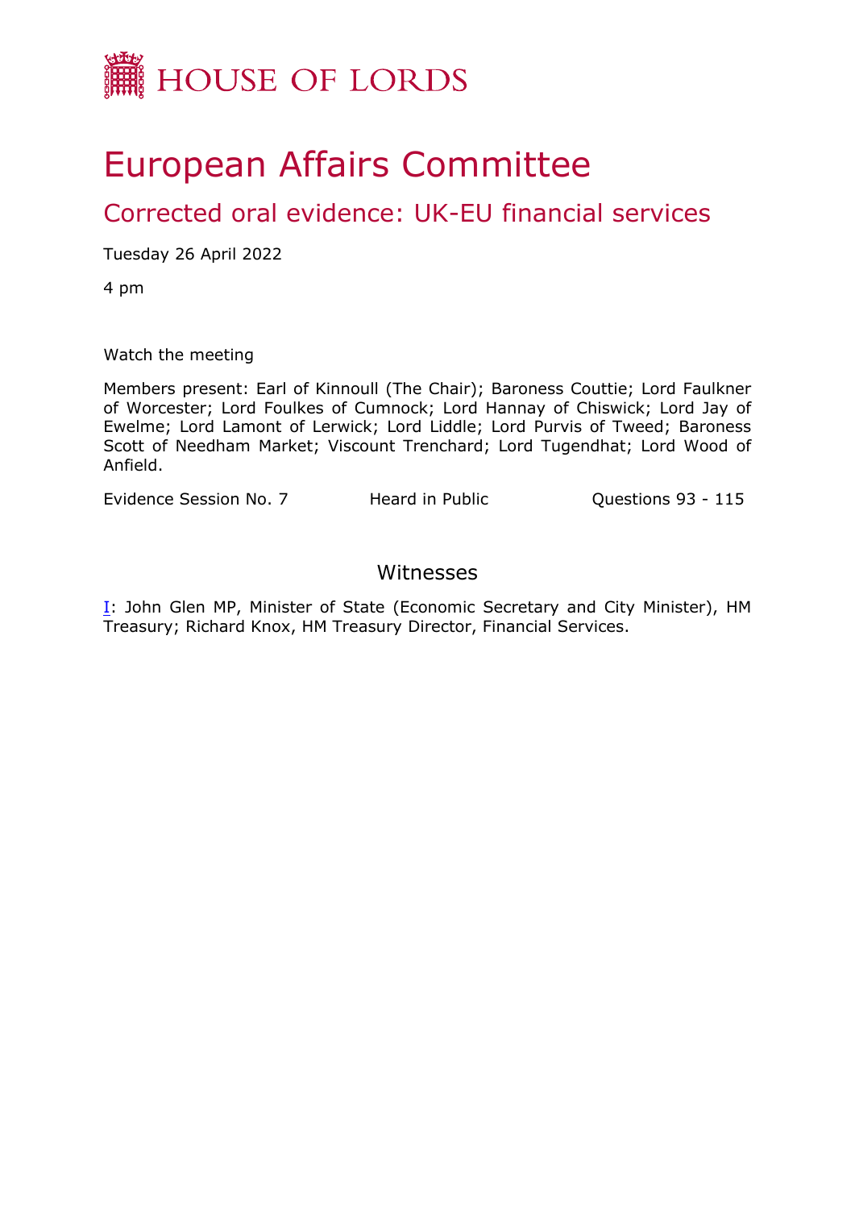HOUSE OF LORDS

# European Affairs Committee

## Corrected oral evidence: UK-EU financial services

Tuesday 26 April 2022

4 pm

Watch the meeting

Members present: Earl of Kinnoull (The Chair); Baroness Couttie; Lord Faulkner of Worcester; Lord Foulkes of Cumnock; Lord Hannay of Chiswick; Lord Jay of Ewelme; Lord Lamont of Lerwick; Lord Liddle; Lord Purvis of Tweed; Baroness Scott of Needham Market; Viscount Trenchard; Lord Tugendhat; Lord Wood of Anfield.

Evidence Session No. 7 Heard in Public Questions 93 - 115

### Witnesses

I: John Glen MP, Minister of State (Economic Secretary and City Minister), HM Treasury; Richard Knox, HM Treasury Director, Financial Services.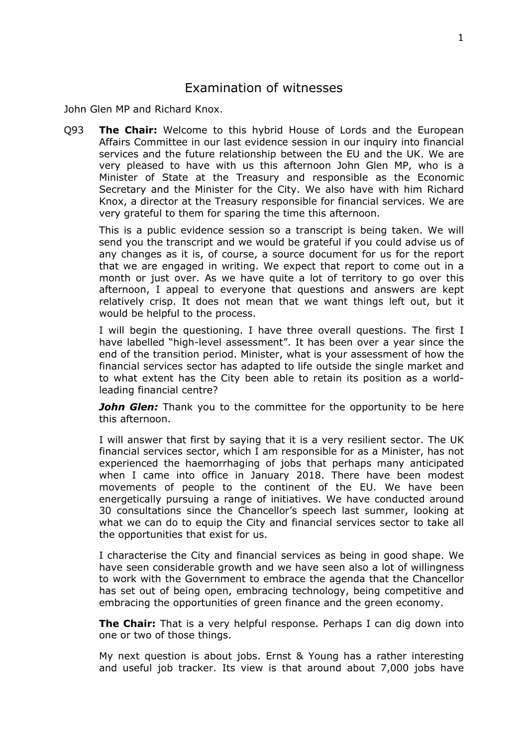# Examination of witnesses

John Glen MP and Richard Knox.

Q93 **The Chair:** Welcome to this hybrid House of Lords and the European Affairs Committee in our last evidence session in our inquiry into financial services and the future relationship between the EU and the UK. We are very pleased to have with us this afternoon John Glen MP, who is a Minister of State at the Treasury and responsible as the Economic Secretary and the Minister for the City. We also have with him Richard Knox, a director at the Treasury responsible for financial services. We are very grateful to them for sparing the time this afternoon.

This is a public evidence session so a transcript is being taken. We will send you the transcript and we would be grateful if you could advise us of any changes as it is, of course, a source document for us for the report that we are engaged in writing. We expect that report to come out in a month or just over. As we have quite a lot of territory to go over this afternoon, I appeal to everyone that questions and answers are kept relatively crisp. It does not mean that we want things left out, but it would be helpful to the process.

I will begin the questioning. I have three overall questions. The first I have labelled "high-level assessment". It has been over a year since the end of the transition period. Minister, what is your assessment of how the financial services sector has adapted to life outside the single market and to what extent has the City been able to retain its position as a world-leading financial centre?

***John Glen:*** Thank you to the committee for the opportunity to be here this afternoon.

I will answer that first by saying that it is a very resilient sector. The UK financial services sector, which I am responsible for as a Minister, has not experienced the haemorrhaging of jobs that perhaps many anticipated when I came into office in January 2018. There have been modest movements of people to the continent of the EU. We have been energetically pursuing a range of initiatives. We have conducted around 30 consultations since the Chancellor's speech last summer, looking at what we can do to equip the City and financial services sector to take all the opportunities that exist for us.

I characterise the City and financial services as being in good shape. We have seen considerable growth and we have seen also a lot of willingness to work with the Government to embrace the agenda that the Chancellor has set out of being open, embracing technology, being competitive and embracing the opportunities of green finance and the green economy.

**The Chair:** That is a very helpful response. Perhaps I can dig down into one or two of those things.

My next question is about jobs. Ernst & Young has a rather interesting and useful job tracker. Its view is that around about 7,000 jobs have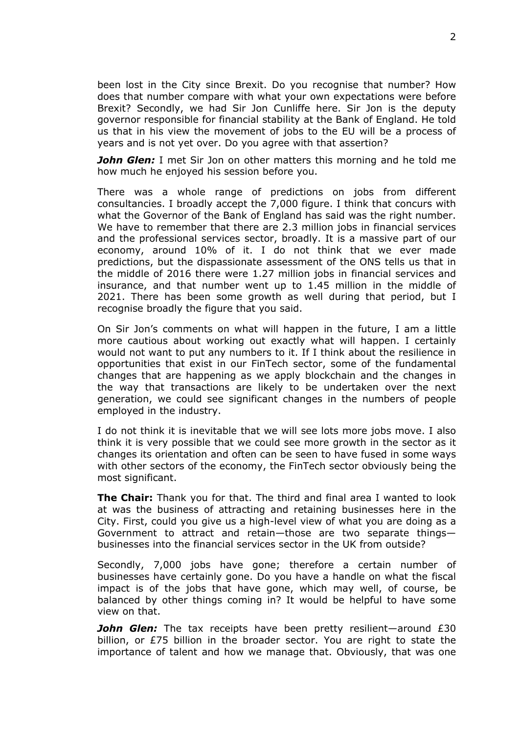been lost in the City since Brexit. Do you recognise that number? How does that number compare with what your own expectations were before Brexit? Secondly, we had Sir Jon Cunliffe here. Sir Jon is the deputy governor responsible for financial stability at the Bank of England. He told us that in his view the movement of jobs to the EU will be a process of years and is not yet over. Do you agree with that assertion?

***John Glen:*** I met Sir Jon on other matters this morning and he told me how much he enjoyed his session before you.

There was a whole range of predictions on jobs from different consultancies. I broadly accept the 7,000 figure. I think that concurs with what the Governor of the Bank of England has said was the right number. We have to remember that there are 2.3 million jobs in financial services and the professional services sector, broadly. It is a massive part of our economy, around 10% of it. I do not think that we ever made predictions, but the dispassionate assessment of the ONS tells us that in the middle of 2016 there were 1.27 million jobs in financial services and insurance, and that number went up to 1.45 million in the middle of 2021. There has been some growth as well during that period, but I recognise broadly the figure that you said.

On Sir Jon's comments on what will happen in the future, I am a little more cautious about working out exactly what will happen. I certainly would not want to put any numbers to it. If I think about the resilience in opportunities that exist in our FinTech sector, some of the fundamental changes that are happening as we apply blockchain and the changes in the way that transactions are likely to be undertaken over the next generation, we could see significant changes in the numbers of people employed in the industry.

I do not think it is inevitable that we will see lots more jobs move. I also think it is very possible that we could see more growth in the sector as it changes its orientation and often can be seen to have fused in some ways with other sectors of the economy, the FinTech sector obviously being the most significant.

**The Chair:** Thank you for that. The third and final area I wanted to look at was the business of attracting and retaining businesses here in the City. First, could you give us a high-level view of what you are doing as a Government to attract and retain—those are two separate things—businesses into the financial services sector in the UK from outside?

Secondly, 7,000 jobs have gone; therefore a certain number of businesses have certainly gone. Do you have a handle on what the fiscal impact is of the jobs that have gone, which may well, of course, be balanced by other things coming in? It would be helpful to have some view on that.

***John Glen:*** The tax receipts have been pretty resilient—around £30 billion, or £75 billion in the broader sector. You are right to state the importance of talent and how we manage that. Obviously, that was one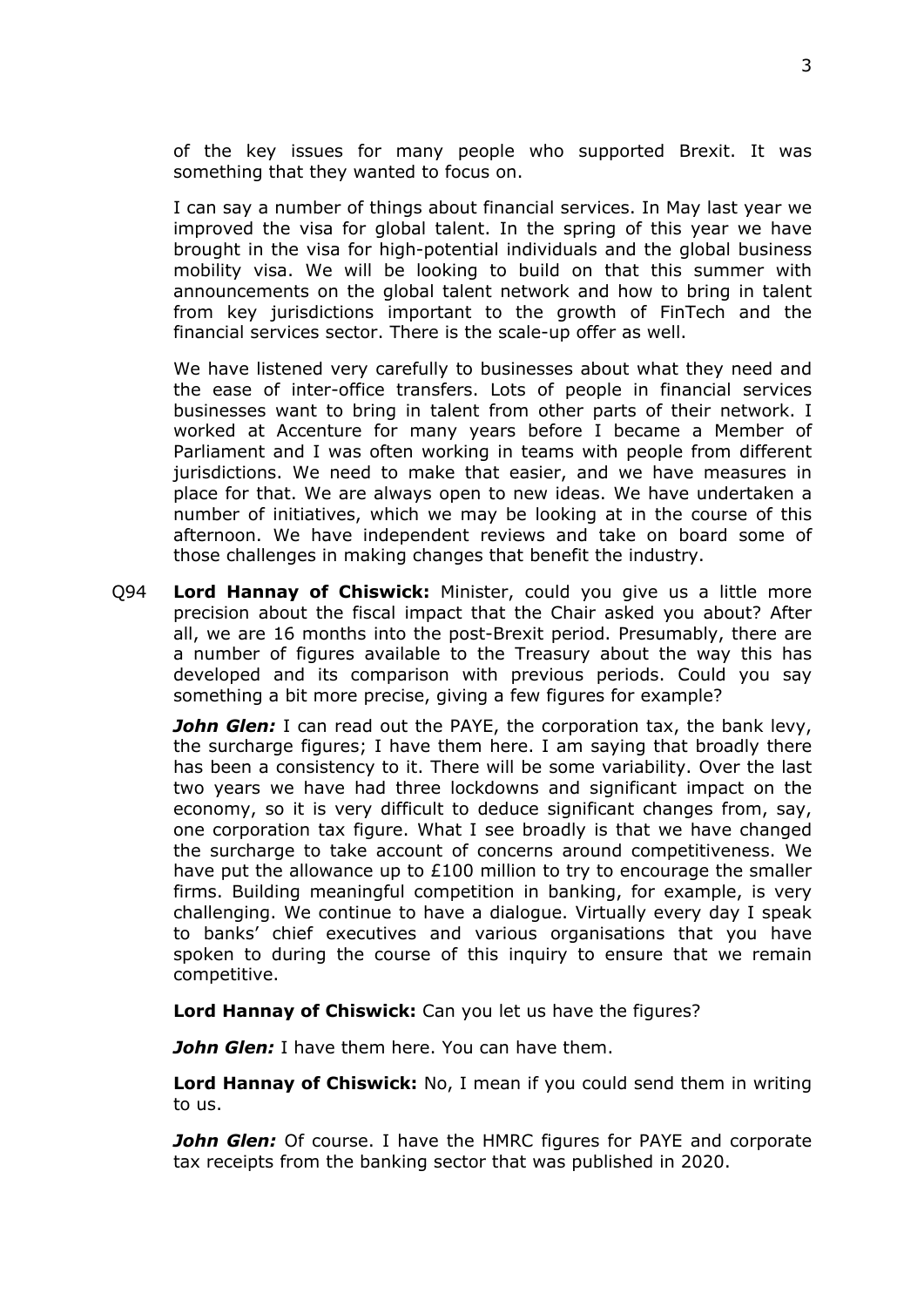of the key issues for many people who supported Brexit. It was something that they wanted to focus on.

I can say a number of things about financial services. In May last year we improved the visa for global talent. In the spring of this year we have brought in the visa for high-potential individuals and the global business mobility visa. We will be looking to build on that this summer with announcements on the global talent network and how to bring in talent from key jurisdictions important to the growth of FinTech and the financial services sector. There is the scale-up offer as well.

We have listened very carefully to businesses about what they need and the ease of inter-office transfers. Lots of people in financial services businesses want to bring in talent from other parts of their network. I worked at Accenture for many years before I became a Member of Parliament and I was often working in teams with people from different jurisdictions. We need to make that easier, and we have measures in place for that. We are always open to new ideas. We have undertaken a number of initiatives, which we may be looking at in the course of this afternoon. We have independent reviews and take on board some of those challenges in making changes that benefit the industry.

Q94 **Lord Hannay of Chiswick:** Minister, could you give us a little more precision about the fiscal impact that the Chair asked you about? After all, we are 16 months into the post-Brexit period. Presumably, there are a number of figures available to the Treasury about the way this has developed and its comparison with previous periods. Could you say something a bit more precise, giving a few figures for example?

***John Glen:*** I can read out the PAYE, the corporation tax, the bank levy, the surcharge figures; I have them here. I am saying that broadly there has been a consistency to it. There will be some variability. Over the last two years we have had three lockdowns and significant impact on the economy, so it is very difficult to deduce significant changes from, say, one corporation tax figure. What I see broadly is that we have changed the surcharge to take account of concerns around competitiveness. We have put the allowance up to £100 million to try to encourage the smaller firms. Building meaningful competition in banking, for example, is very challenging. We continue to have a dialogue. Virtually every day I speak to banks' chief executives and various organisations that you have spoken to during the course of this inquiry to ensure that we remain competitive.

**Lord Hannay of Chiswick:** Can you let us have the figures?

***John Glen:*** I have them here. You can have them.

**Lord Hannay of Chiswick:** No, I mean if you could send them in writing to us.

***John Glen:*** Of course. I have the HMRC figures for PAYE and corporate tax receipts from the banking sector that was published in 2020.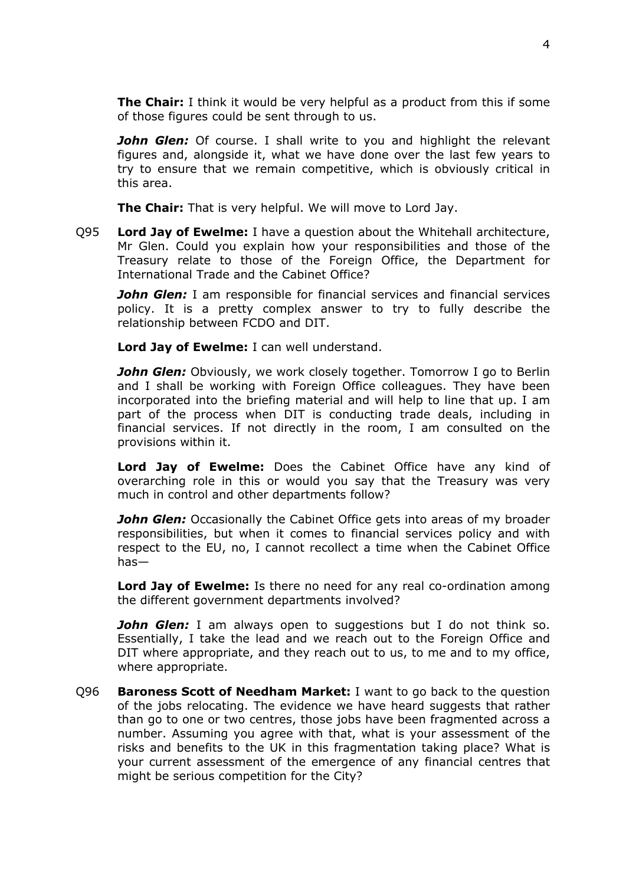**The Chair:** I think it would be very helpful as a product from this if some of those figures could be sent through to us.

***John Glen:*** Of course. I shall write to you and highlight the relevant figures and, alongside it, what we have done over the last few years to try to ensure that we remain competitive, which is obviously critical in this area.

**The Chair:** That is very helpful. We will move to Lord Jay.

Q95 **Lord Jay of Ewelme:** I have a question about the Whitehall architecture, Mr Glen. Could you explain how your responsibilities and those of the Treasury relate to those of the Foreign Office, the Department for International Trade and the Cabinet Office?

***John Glen:*** I am responsible for financial services and financial services policy. It is a pretty complex answer to try to fully describe the relationship between FCDO and DIT.

**Lord Jay of Ewelme:** I can well understand.

***John Glen:*** Obviously, we work closely together. Tomorrow I go to Berlin and I shall be working with Foreign Office colleagues. They have been incorporated into the briefing material and will help to line that up. I am part of the process when DIT is conducting trade deals, including in financial services. If not directly in the room, I am consulted on the provisions within it.

**Lord Jay of Ewelme:** Does the Cabinet Office have any kind of overarching role in this or would you say that the Treasury was very much in control and other departments follow?

***John Glen:*** Occasionally the Cabinet Office gets into areas of my broader responsibilities, but when it comes to financial services policy and with respect to the EU, no, I cannot recollect a time when the Cabinet Office has—

**Lord Jay of Ewelme:** Is there no need for any real co-ordination among the different government departments involved?

***John Glen:*** I am always open to suggestions but I do not think so. Essentially, I take the lead and we reach out to the Foreign Office and DIT where appropriate, and they reach out to us, to me and to my office, where appropriate.

Q96 **Baroness Scott of Needham Market:** I want to go back to the question of the jobs relocating. The evidence we have heard suggests that rather than go to one or two centres, those jobs have been fragmented across a number. Assuming you agree with that, what is your assessment of the risks and benefits to the UK in this fragmentation taking place? What is your current assessment of the emergence of any financial centres that might be serious competition for the City?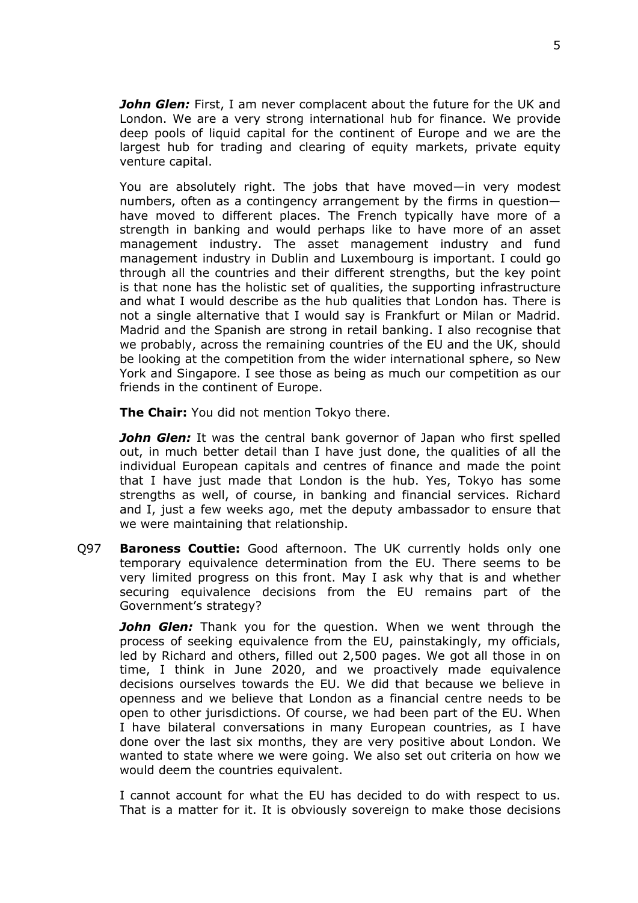***John Glen:*** First, I am never complacent about the future for the UK and London. We are a very strong international hub for finance. We provide deep pools of liquid capital for the continent of Europe and we are the largest hub for trading and clearing of equity markets, private equity venture capital.

You are absolutely right. The jobs that have moved—in very modest numbers, often as a contingency arrangement by the firms in question—have moved to different places. The French typically have more of a strength in banking and would perhaps like to have more of an asset management industry. The asset management industry and fund management industry in Dublin and Luxembourg is important. I could go through all the countries and their different strengths, but the key point is that none has the holistic set of qualities, the supporting infrastructure and what I would describe as the hub qualities that London has. There is not a single alternative that I would say is Frankfurt or Milan or Madrid. Madrid and the Spanish are strong in retail banking. I also recognise that we probably, across the remaining countries of the EU and the UK, should be looking at the competition from the wider international sphere, so New York and Singapore. I see those as being as much our competition as our friends in the continent of Europe.

**The Chair:** You did not mention Tokyo there.

***John Glen:*** It was the central bank governor of Japan who first spelled out, in much better detail than I have just done, the qualities of all the individual European capitals and centres of finance and made the point that I have just made that London is the hub. Yes, Tokyo has some strengths as well, of course, in banking and financial services. Richard and I, just a few weeks ago, met the deputy ambassador to ensure that we were maintaining that relationship.

Q97 **Baroness Couttie:** Good afternoon. The UK currently holds only one temporary equivalence determination from the EU. There seems to be very limited progress on this front. May I ask why that is and whether securing equivalence decisions from the EU remains part of the Government's strategy?

***John Glen:*** Thank you for the question. When we went through the process of seeking equivalence from the EU, painstakingly, my officials, led by Richard and others, filled out 2,500 pages. We got all those in on time, I think in June 2020, and we proactively made equivalence decisions ourselves towards the EU. We did that because we believe in openness and we believe that London as a financial centre needs to be open to other jurisdictions. Of course, we had been part of the EU. When I have bilateral conversations in many European countries, as I have done over the last six months, they are very positive about London. We wanted to state where we were going. We also set out criteria on how we would deem the countries equivalent.

I cannot account for what the EU has decided to do with respect to us. That is a matter for it. It is obviously sovereign to make those decisions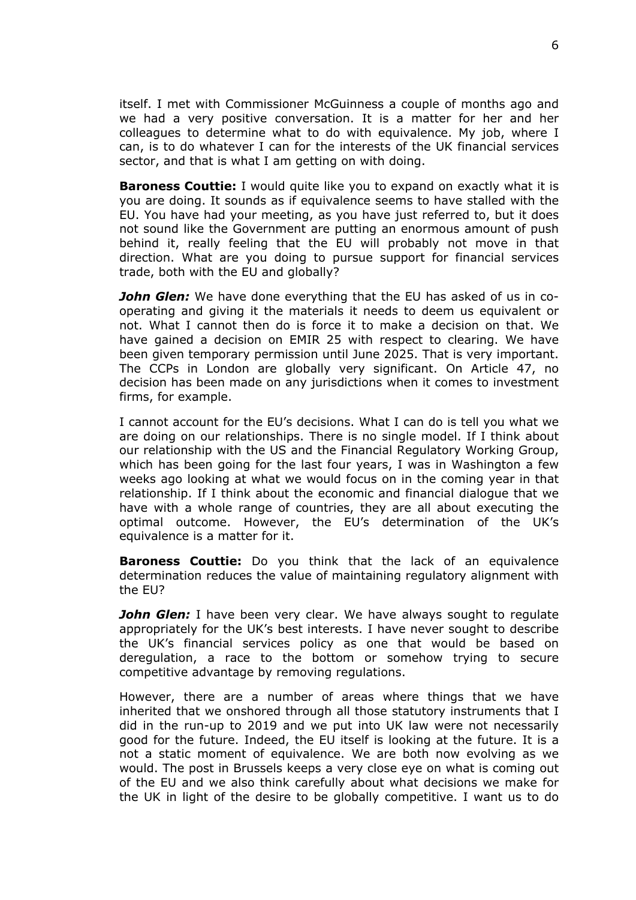itself. I met with Commissioner McGuinness a couple of months ago and we had a very positive conversation. It is a matter for her and her colleagues to determine what to do with equivalence. My job, where I can, is to do whatever I can for the interests of the UK financial services sector, and that is what I am getting on with doing.

**Baroness Couttie:** I would quite like you to expand on exactly what it is you are doing. It sounds as if equivalence seems to have stalled with the EU. You have had your meeting, as you have just referred to, but it does not sound like the Government are putting an enormous amount of push behind it, really feeling that the EU will probably not move in that direction. What are you doing to pursue support for financial services trade, both with the EU and globally?

***John Glen:*** We have done everything that the EU has asked of us in co-operating and giving it the materials it needs to deem us equivalent or not. What I cannot then do is force it to make a decision on that. We have gained a decision on EMIR 25 with respect to clearing. We have been given temporary permission until June 2025. That is very important. The CCPs in London are globally very significant. On Article 47, no decision has been made on any jurisdictions when it comes to investment firms, for example.

I cannot account for the EU's decisions. What I can do is tell you what we are doing on our relationships. There is no single model. If I think about our relationship with the US and the Financial Regulatory Working Group, which has been going for the last four years, I was in Washington a few weeks ago looking at what we would focus on in the coming year in that relationship. If I think about the economic and financial dialogue that we have with a whole range of countries, they are all about executing the optimal outcome. However, the EU's determination of the UK's equivalence is a matter for it.

**Baroness Couttie:** Do you think that the lack of an equivalence determination reduces the value of maintaining regulatory alignment with the EU?

***John Glen:*** I have been very clear. We have always sought to regulate appropriately for the UK's best interests. I have never sought to describe the UK's financial services policy as one that would be based on deregulation, a race to the bottom or somehow trying to secure competitive advantage by removing regulations.

However, there are a number of areas where things that we have inherited that we onshored through all those statutory instruments that I did in the run-up to 2019 and we put into UK law were not necessarily good for the future. Indeed, the EU itself is looking at the future. It is a not a static moment of equivalence. We are both now evolving as we would. The post in Brussels keeps a very close eye on what is coming out of the EU and we also think carefully about what decisions we make for the UK in light of the desire to be globally competitive. I want us to do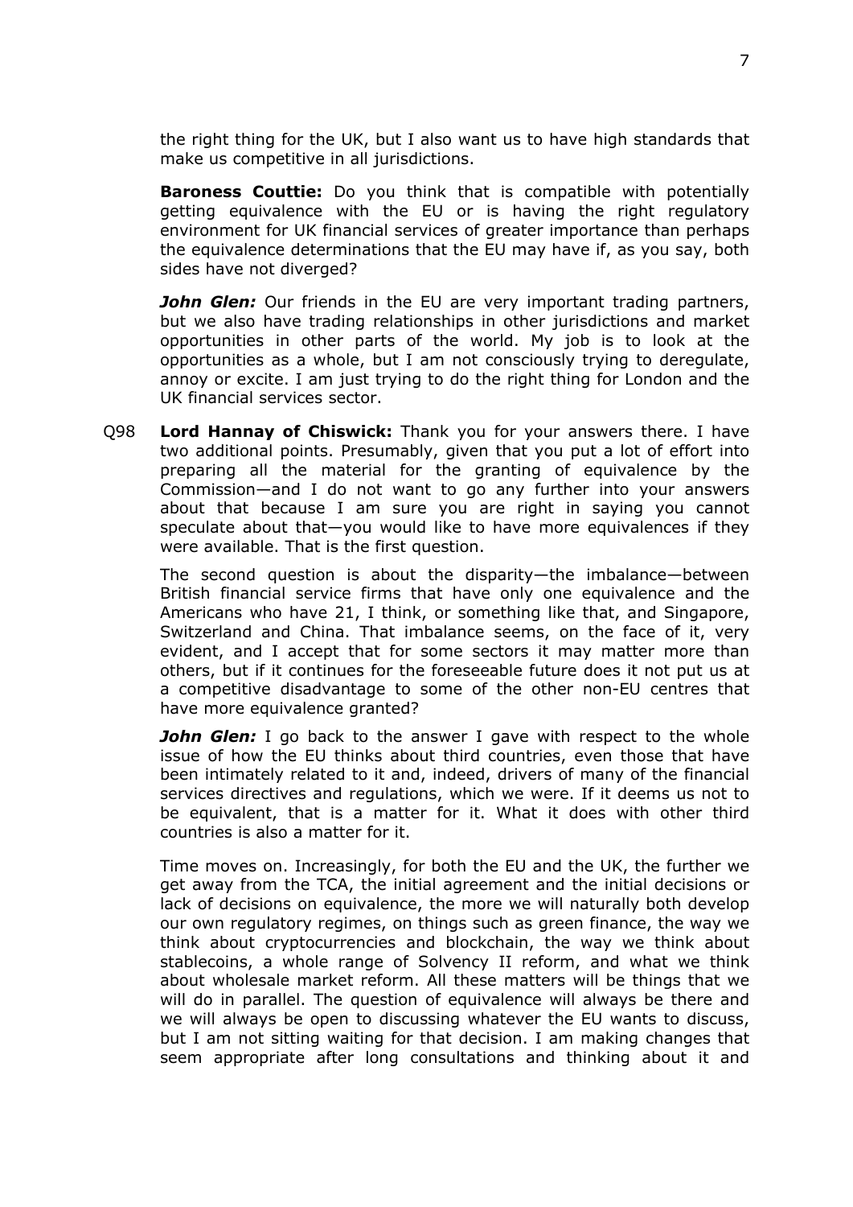the right thing for the UK, but I also want us to have high standards that make us competitive in all jurisdictions.

**Baroness Couttie:** Do you think that is compatible with potentially getting equivalence with the EU or is having the right regulatory environment for UK financial services of greater importance than perhaps the equivalence determinations that the EU may have if, as you say, both sides have not diverged?

***John Glen:*** Our friends in the EU are very important trading partners, but we also have trading relationships in other jurisdictions and market opportunities in other parts of the world. My job is to look at the opportunities as a whole, but I am not consciously trying to deregulate, annoy or excite. I am just trying to do the right thing for London and the UK financial services sector.

Q98 **Lord Hannay of Chiswick:** Thank you for your answers there. I have two additional points. Presumably, given that you put a lot of effort into preparing all the material for the granting of equivalence by the Commission—and I do not want to go any further into your answers about that because I am sure you are right in saying you cannot speculate about that—you would like to have more equivalences if they were available. That is the first question.

The second question is about the disparity—the imbalance—between British financial service firms that have only one equivalence and the Americans who have 21, I think, or something like that, and Singapore, Switzerland and China. That imbalance seems, on the face of it, very evident, and I accept that for some sectors it may matter more than others, but if it continues for the foreseeable future does it not put us at a competitive disadvantage to some of the other non-EU centres that have more equivalence granted?

***John Glen:*** I go back to the answer I gave with respect to the whole issue of how the EU thinks about third countries, even those that have been intimately related to it and, indeed, drivers of many of the financial services directives and regulations, which we were. If it deems us not to be equivalent, that is a matter for it. What it does with other third countries is also a matter for it.

Time moves on. Increasingly, for both the EU and the UK, the further we get away from the TCA, the initial agreement and the initial decisions or lack of decisions on equivalence, the more we will naturally both develop our own regulatory regimes, on things such as green finance, the way we think about cryptocurrencies and blockchain, the way we think about stablecoins, a whole range of Solvency II reform, and what we think about wholesale market reform. All these matters will be things that we will do in parallel. The question of equivalence will always be there and we will always be open to discussing whatever the EU wants to discuss, but I am not sitting waiting for that decision. I am making changes that seem appropriate after long consultations and thinking about it and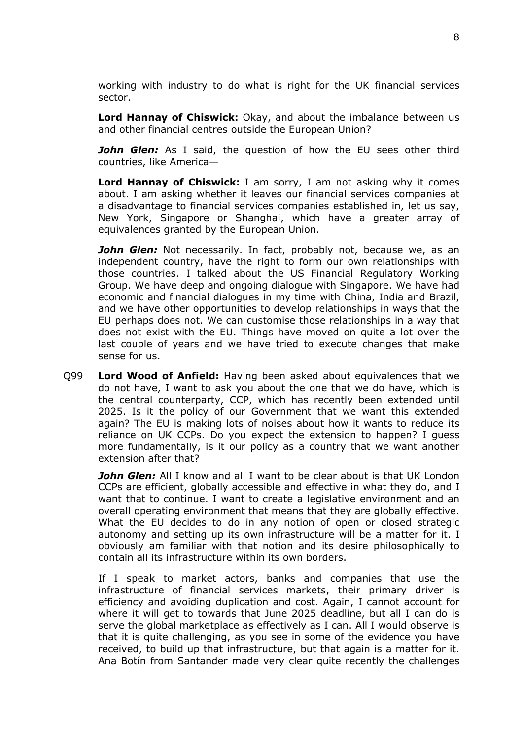working with industry to do what is right for the UK financial services sector.

**Lord Hannay of Chiswick:** Okay, and about the imbalance between us and other financial centres outside the European Union?

***John Glen:*** As I said, the question of how the EU sees other third countries, like America—

**Lord Hannay of Chiswick:** I am sorry, I am not asking why it comes about. I am asking whether it leaves our financial services companies at a disadvantage to financial services companies established in, let us say, New York, Singapore or Shanghai, which have a greater array of equivalences granted by the European Union.

***John Glen:*** Not necessarily. In fact, probably not, because we, as an independent country, have the right to form our own relationships with those countries. I talked about the US Financial Regulatory Working Group. We have deep and ongoing dialogue with Singapore. We have had economic and financial dialogues in my time with China, India and Brazil, and we have other opportunities to develop relationships in ways that the EU perhaps does not. We can customise those relationships in a way that does not exist with the EU. Things have moved on quite a lot over the last couple of years and we have tried to execute changes that make sense for us.

Q99 **Lord Wood of Anfield:** Having been asked about equivalences that we do not have, I want to ask you about the one that we do have, which is the central counterparty, CCP, which has recently been extended until 2025. Is it the policy of our Government that we want this extended again? The EU is making lots of noises about how it wants to reduce its reliance on UK CCPs. Do you expect the extension to happen? I guess more fundamentally, is it our policy as a country that we want another extension after that?

***John Glen:*** All I know and all I want to be clear about is that UK London CCPs are efficient, globally accessible and effective in what they do, and I want that to continue. I want to create a legislative environment and an overall operating environment that means that they are globally effective. What the EU decides to do in any notion of open or closed strategic autonomy and setting up its own infrastructure will be a matter for it. I obviously am familiar with that notion and its desire philosophically to contain all its infrastructure within its own borders.

If I speak to market actors, banks and companies that use the infrastructure of financial services markets, their primary driver is efficiency and avoiding duplication and cost. Again, I cannot account for where it will get to towards that June 2025 deadline, but all I can do is serve the global marketplace as effectively as I can. All I would observe is that it is quite challenging, as you see in some of the evidence you have received, to build up that infrastructure, but that again is a matter for it. Ana Botín from Santander made very clear quite recently the challenges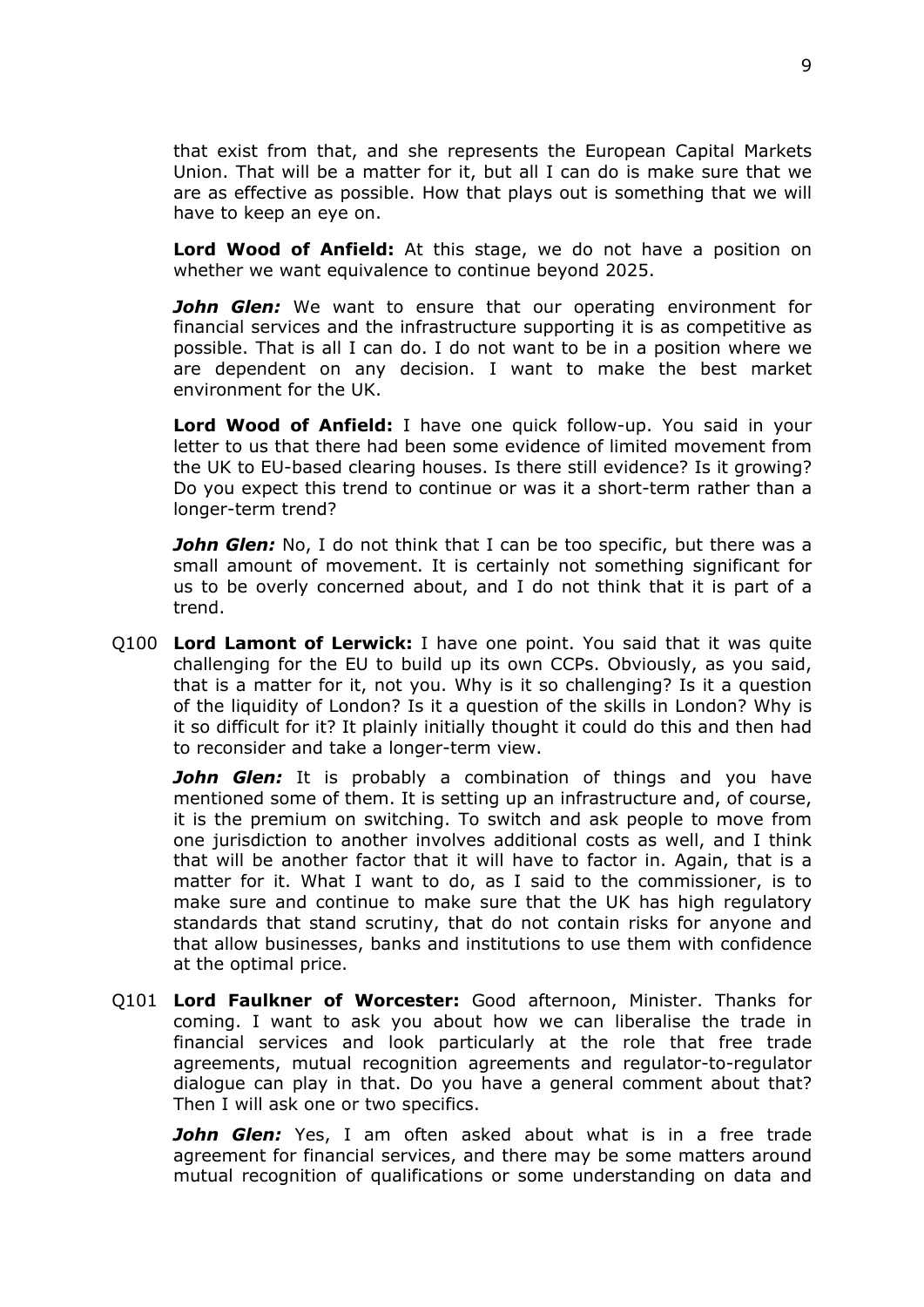that exist from that, and she represents the European Capital Markets Union. That will be a matter for it, but all I can do is make sure that we are as effective as possible. How that plays out is something that we will have to keep an eye on.

**Lord Wood of Anfield:** At this stage, we do not have a position on whether we want equivalence to continue beyond 2025.

***John Glen:*** We want to ensure that our operating environment for financial services and the infrastructure supporting it is as competitive as possible. That is all I can do. I do not want to be in a position where we are dependent on any decision. I want to make the best market environment for the UK.

**Lord Wood of Anfield:** I have one quick follow-up. You said in your letter to us that there had been some evidence of limited movement from the UK to EU-based clearing houses. Is there still evidence? Is it growing? Do you expect this trend to continue or was it a short-term rather than a longer-term trend?

***John Glen:*** No, I do not think that I can be too specific, but there was a small amount of movement. It is certainly not something significant for us to be overly concerned about, and I do not think that it is part of a trend.

Q100 **Lord Lamont of Lerwick:** I have one point. You said that it was quite challenging for the EU to build up its own CCPs. Obviously, as you said, that is a matter for it, not you. Why is it so challenging? Is it a question of the liquidity of London? Is it a question of the skills in London? Why is it so difficult for it? It plainly initially thought it could do this and then had to reconsider and take a longer-term view.

***John Glen:*** It is probably a combination of things and you have mentioned some of them. It is setting up an infrastructure and, of course, it is the premium on switching. To switch and ask people to move from one jurisdiction to another involves additional costs as well, and I think that will be another factor that it will have to factor in. Again, that is a matter for it. What I want to do, as I said to the commissioner, is to make sure and continue to make sure that the UK has high regulatory standards that stand scrutiny, that do not contain risks for anyone and that allow businesses, banks and institutions to use them with confidence at the optimal price.

Q101 **Lord Faulkner of Worcester:** Good afternoon, Minister. Thanks for coming. I want to ask you about how we can liberalise the trade in financial services and look particularly at the role that free trade agreements, mutual recognition agreements and regulator-to-regulator dialogue can play in that. Do you have a general comment about that? Then I will ask one or two specifics.

***John Glen:*** Yes, I am often asked about what is in a free trade agreement for financial services, and there may be some matters around mutual recognition of qualifications or some understanding on data and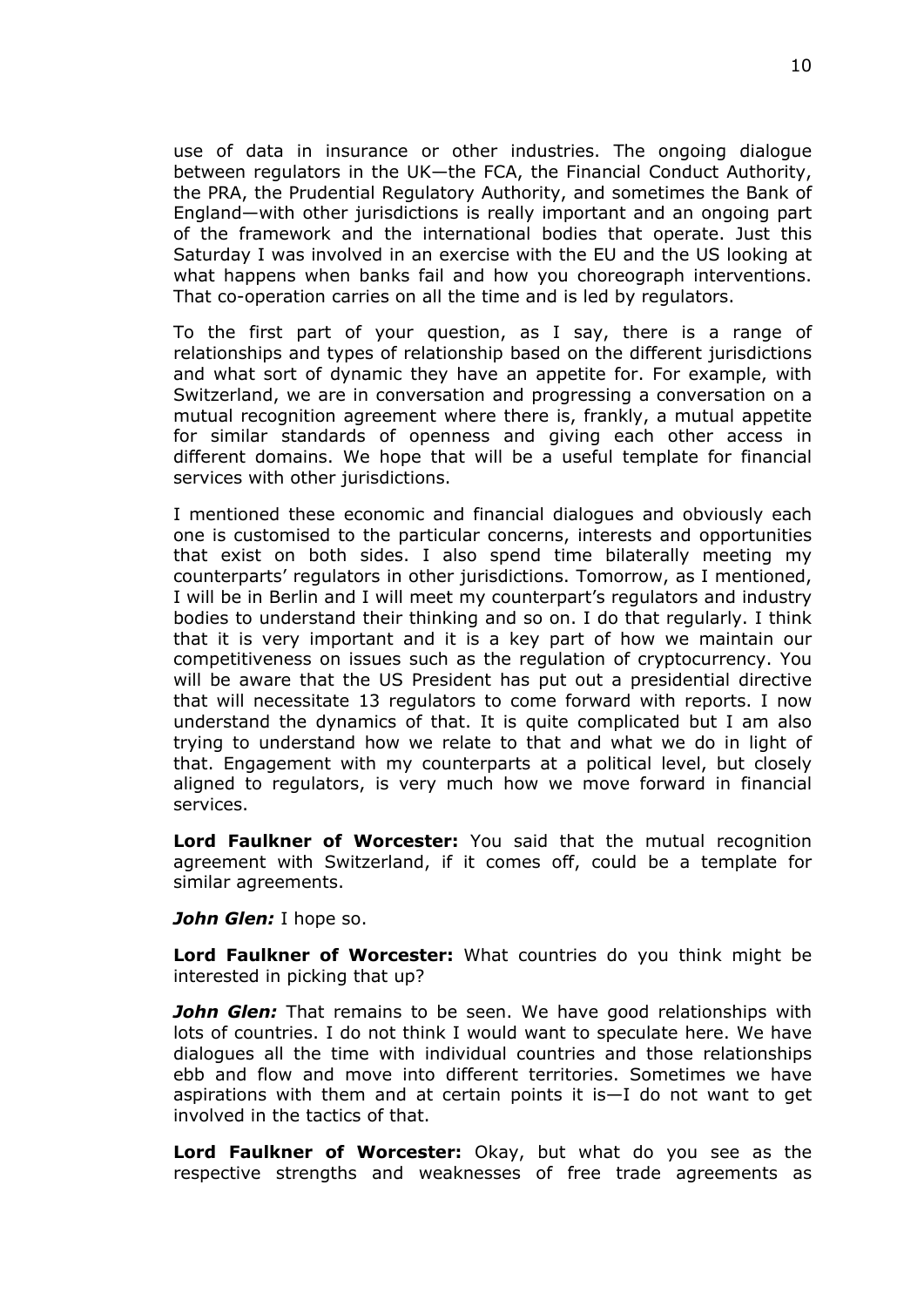use of data in insurance or other industries. The ongoing dialogue between regulators in the UK—the FCA, the Financial Conduct Authority, the PRA, the Prudential Regulatory Authority, and sometimes the Bank of England—with other jurisdictions is really important and an ongoing part of the framework and the international bodies that operate. Just this Saturday I was involved in an exercise with the EU and the US looking at what happens when banks fail and how you choreograph interventions. That co-operation carries on all the time and is led by regulators.

To the first part of your question, as I say, there is a range of relationships and types of relationship based on the different jurisdictions and what sort of dynamic they have an appetite for. For example, with Switzerland, we are in conversation and progressing a conversation on a mutual recognition agreement where there is, frankly, a mutual appetite for similar standards of openness and giving each other access in different domains. We hope that will be a useful template for financial services with other jurisdictions.

I mentioned these economic and financial dialogues and obviously each one is customised to the particular concerns, interests and opportunities that exist on both sides. I also spend time bilaterally meeting my counterparts' regulators in other jurisdictions. Tomorrow, as I mentioned, I will be in Berlin and I will meet my counterpart's regulators and industry bodies to understand their thinking and so on. I do that regularly. I think that it is very important and it is a key part of how we maintain our competitiveness on issues such as the regulation of cryptocurrency. You will be aware that the US President has put out a presidential directive that will necessitate 13 regulators to come forward with reports. I now understand the dynamics of that. It is quite complicated but I am also trying to understand how we relate to that and what we do in light of that. Engagement with my counterparts at a political level, but closely aligned to regulators, is very much how we move forward in financial services.

**Lord Faulkner of Worcester:** You said that the mutual recognition agreement with Switzerland, if it comes off, could be a template for similar agreements.

***John Glen:*** I hope so.

**Lord Faulkner of Worcester:** What countries do you think might be interested in picking that up?

***John Glen:*** That remains to be seen. We have good relationships with lots of countries. I do not think I would want to speculate here. We have dialogues all the time with individual countries and those relationships ebb and flow and move into different territories. Sometimes we have aspirations with them and at certain points it is—I do not want to get involved in the tactics of that.

**Lord Faulkner of Worcester:** Okay, but what do you see as the respective strengths and weaknesses of free trade agreements as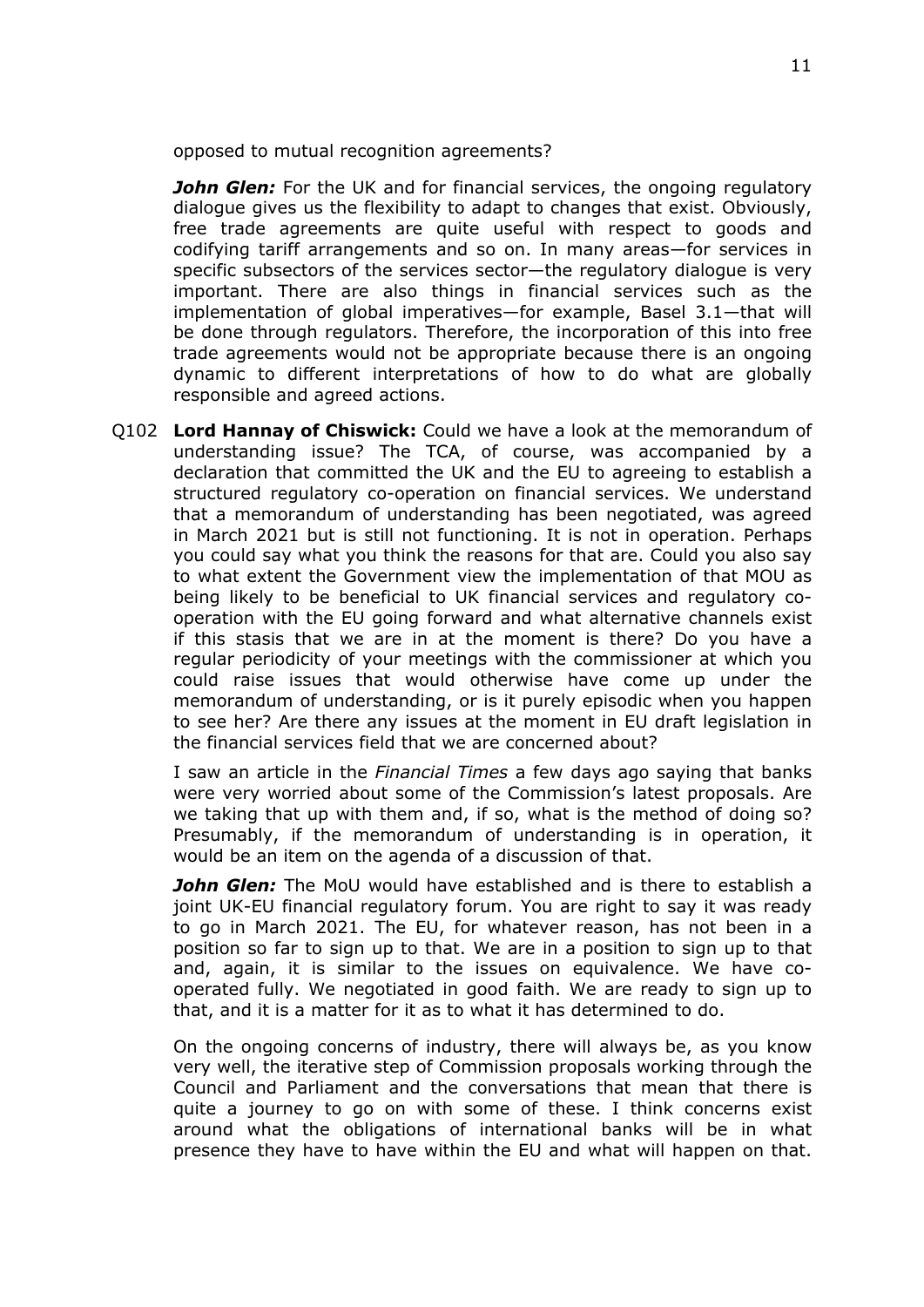opposed to mutual recognition agreements?

***John Glen:*** For the UK and for financial services, the ongoing regulatory dialogue gives us the flexibility to adapt to changes that exist. Obviously, free trade agreements are quite useful with respect to goods and codifying tariff arrangements and so on. In many areas—for services in specific subsectors of the services sector—the regulatory dialogue is very important. There are also things in financial services such as the implementation of global imperatives—for example, Basel 3.1—that will be done through regulators. Therefore, the incorporation of this into free trade agreements would not be appropriate because there is an ongoing dynamic to different interpretations of how to do what are globally responsible and agreed actions.

Q102 **Lord Hannay of Chiswick:** Could we have a look at the memorandum of understanding issue? The TCA, of course, was accompanied by a declaration that committed the UK and the EU to agreeing to establish a structured regulatory co-operation on financial services. We understand that a memorandum of understanding has been negotiated, was agreed in March 2021 but is still not functioning. It is not in operation. Perhaps you could say what you think the reasons for that are. Could you also say to what extent the Government view the implementation of that MOU as being likely to be beneficial to UK financial services and regulatory co-operation with the EU going forward and what alternative channels exist if this stasis that we are in at the moment is there? Do you have a regular periodicity of your meetings with the commissioner at which you could raise issues that would otherwise have come up under the memorandum of understanding, or is it purely episodic when you happen to see her? Are there any issues at the moment in EU draft legislation in the financial services field that we are concerned about?

I saw an article in the *Financial Times* a few days ago saying that banks were very worried about some of the Commission's latest proposals. Are we taking that up with them and, if so, what is the method of doing so? Presumably, if the memorandum of understanding is in operation, it would be an item on the agenda of a discussion of that.

***John Glen:*** The MoU would have established and is there to establish a joint UK-EU financial regulatory forum. You are right to say it was ready to go in March 2021. The EU, for whatever reason, has not been in a position so far to sign up to that. We are in a position to sign up to that and, again, it is similar to the issues on equivalence. We have co-operated fully. We negotiated in good faith. We are ready to sign up to that, and it is a matter for it as to what it has determined to do.

On the ongoing concerns of industry, there will always be, as you know very well, the iterative step of Commission proposals working through the Council and Parliament and the conversations that mean that there is quite a journey to go on with some of these. I think concerns exist around what the obligations of international banks will be in what presence they have to have within the EU and what will happen on that.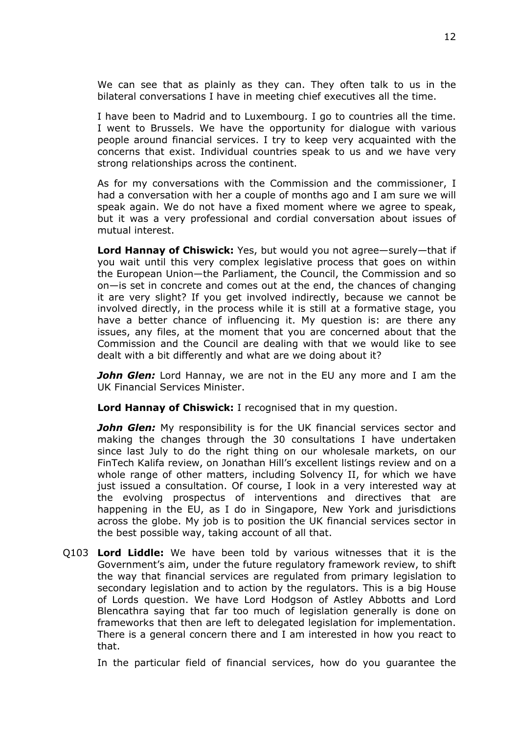We can see that as plainly as they can. They often talk to us in the bilateral conversations I have in meeting chief executives all the time.

I have been to Madrid and to Luxembourg. I go to countries all the time. I went to Brussels. We have the opportunity for dialogue with various people around financial services. I try to keep very acquainted with the concerns that exist. Individual countries speak to us and we have very strong relationships across the continent.

As for my conversations with the Commission and the commissioner, I had a conversation with her a couple of months ago and I am sure we will speak again. We do not have a fixed moment where we agree to speak, but it was a very professional and cordial conversation about issues of mutual interest.

**Lord Hannay of Chiswick:** Yes, but would you not agree—surely—that if you wait until this very complex legislative process that goes on within the European Union—the Parliament, the Council, the Commission and so on—is set in concrete and comes out at the end, the chances of changing it are very slight? If you get involved indirectly, because we cannot be involved directly, in the process while it is still at a formative stage, you have a better chance of influencing it. My question is: are there any issues, any files, at the moment that you are concerned about that the Commission and the Council are dealing with that we would like to see dealt with a bit differently and what are we doing about it?

***John Glen:*** Lord Hannay, we are not in the EU any more and I am the UK Financial Services Minister.

**Lord Hannay of Chiswick:** I recognised that in my question.

***John Glen:*** My responsibility is for the UK financial services sector and making the changes through the 30 consultations I have undertaken since last July to do the right thing on our wholesale markets, on our FinTech Kalifa review, on Jonathan Hill's excellent listings review and on a whole range of other matters, including Solvency II, for which we have just issued a consultation. Of course, I look in a very interested way at the evolving prospectus of interventions and directives that are happening in the EU, as I do in Singapore, New York and jurisdictions across the globe. My job is to position the UK financial services sector in the best possible way, taking account of all that.

Q103 **Lord Liddle:** We have been told by various witnesses that it is the Government's aim, under the future regulatory framework review, to shift the way that financial services are regulated from primary legislation to secondary legislation and to action by the regulators. This is a big House of Lords question. We have Lord Hodgson of Astley Abbotts and Lord Blencathra saying that far too much of legislation generally is done on frameworks that then are left to delegated legislation for implementation. There is a general concern there and I am interested in how you react to that.

In the particular field of financial services, how do you guarantee the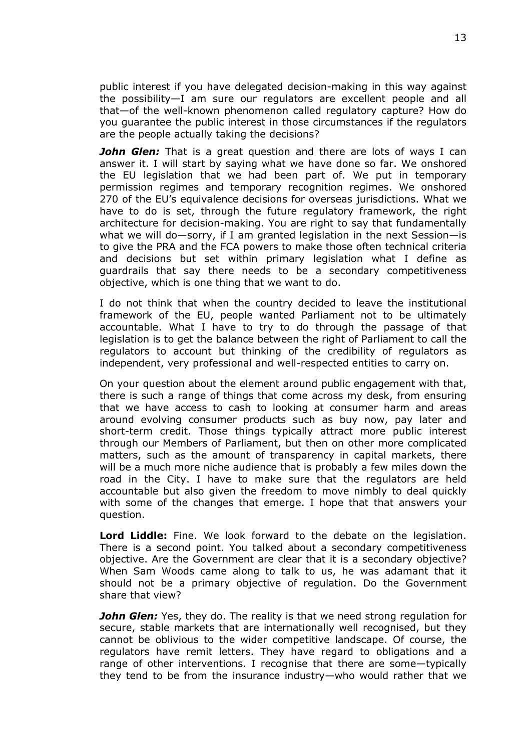public interest if you have delegated decision-making in this way against the possibility—I am sure our regulators are excellent people and all that—of the well-known phenomenon called regulatory capture? How do you guarantee the public interest in those circumstances if the regulators are the people actually taking the decisions?

***John Glen:*** That is a great question and there are lots of ways I can answer it. I will start by saying what we have done so far. We onshored the EU legislation that we had been part of. We put in temporary permission regimes and temporary recognition regimes. We onshored 270 of the EU's equivalence decisions for overseas jurisdictions. What we have to do is set, through the future regulatory framework, the right architecture for decision-making. You are right to say that fundamentally what we will do—sorry, if I am granted legislation in the next Session—is to give the PRA and the FCA powers to make those often technical criteria and decisions but set within primary legislation what I define as guardrails that say there needs to be a secondary competitiveness objective, which is one thing that we want to do.

I do not think that when the country decided to leave the institutional framework of the EU, people wanted Parliament not to be ultimately accountable. What I have to try to do through the passage of that legislation is to get the balance between the right of Parliament to call the regulators to account but thinking of the credibility of regulators as independent, very professional and well-respected entities to carry on.

On your question about the element around public engagement with that, there is such a range of things that come across my desk, from ensuring that we have access to cash to looking at consumer harm and areas around evolving consumer products such as buy now, pay later and short-term credit. Those things typically attract more public interest through our Members of Parliament, but then on other more complicated matters, such as the amount of transparency in capital markets, there will be a much more niche audience that is probably a few miles down the road in the City. I have to make sure that the regulators are held accountable but also given the freedom to move nimbly to deal quickly with some of the changes that emerge. I hope that that answers your question.

**Lord Liddle:** Fine. We look forward to the debate on the legislation. There is a second point. You talked about a secondary competitiveness objective. Are the Government are clear that it is a secondary objective? When Sam Woods came along to talk to us, he was adamant that it should not be a primary objective of regulation. Do the Government share that view?

***John Glen:*** Yes, they do. The reality is that we need strong regulation for secure, stable markets that are internationally well recognised, but they cannot be oblivious to the wider competitive landscape. Of course, the regulators have remit letters. They have regard to obligations and a range of other interventions. I recognise that there are some—typically they tend to be from the insurance industry—who would rather that we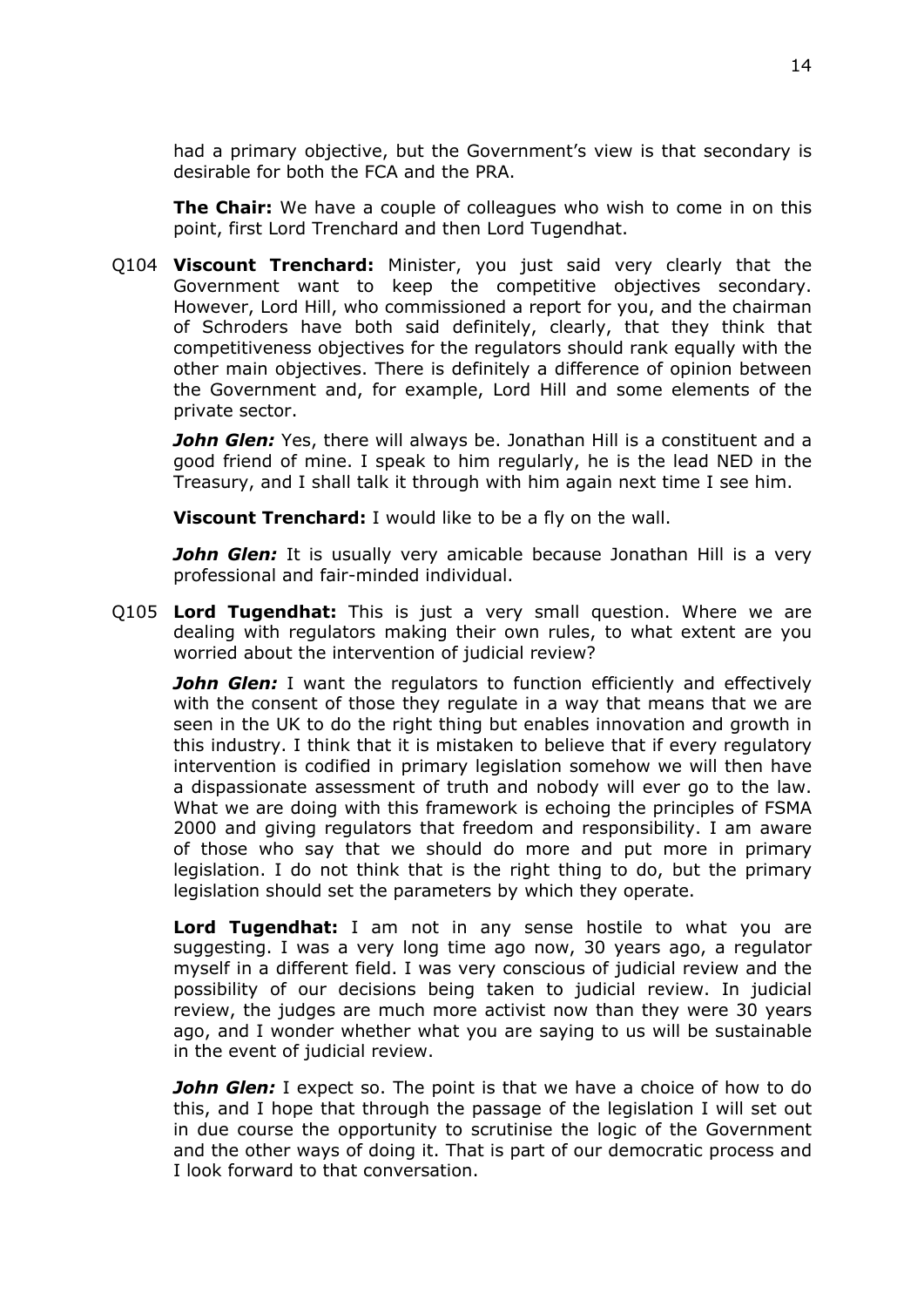had a primary objective, but the Government's view is that secondary is desirable for both the FCA and the PRA.

**The Chair:** We have a couple of colleagues who wish to come in on this point, first Lord Trenchard and then Lord Tugendhat.

Q104 **Viscount Trenchard:** Minister, you just said very clearly that the Government want to keep the competitive objectives secondary. However, Lord Hill, who commissioned a report for you, and the chairman of Schroders have both said definitely, clearly, that they think that competitiveness objectives for the regulators should rank equally with the other main objectives. There is definitely a difference of opinion between the Government and, for example, Lord Hill and some elements of the private sector.

***John Glen:*** Yes, there will always be. Jonathan Hill is a constituent and a good friend of mine. I speak to him regularly, he is the lead NED in the Treasury, and I shall talk it through with him again next time I see him.

**Viscount Trenchard:** I would like to be a fly on the wall.

***John Glen:*** It is usually very amicable because Jonathan Hill is a very professional and fair-minded individual.

Q105 **Lord Tugendhat:** This is just a very small question. Where we are dealing with regulators making their own rules, to what extent are you worried about the intervention of judicial review?

***John Glen:*** I want the regulators to function efficiently and effectively with the consent of those they regulate in a way that means that we are seen in the UK to do the right thing but enables innovation and growth in this industry. I think that it is mistaken to believe that if every regulatory intervention is codified in primary legislation somehow we will then have a dispassionate assessment of truth and nobody will ever go to the law. What we are doing with this framework is echoing the principles of FSMA 2000 and giving regulators that freedom and responsibility. I am aware of those who say that we should do more and put more in primary legislation. I do not think that is the right thing to do, but the primary legislation should set the parameters by which they operate.

**Lord Tugendhat:** I am not in any sense hostile to what you are suggesting. I was a very long time ago now, 30 years ago, a regulator myself in a different field. I was very conscious of judicial review and the possibility of our decisions being taken to judicial review. In judicial review, the judges are much more activist now than they were 30 years ago, and I wonder whether what you are saying to us will be sustainable in the event of judicial review.

***John Glen:*** I expect so. The point is that we have a choice of how to do this, and I hope that through the passage of the legislation I will set out in due course the opportunity to scrutinise the logic of the Government and the other ways of doing it. That is part of our democratic process and I look forward to that conversation.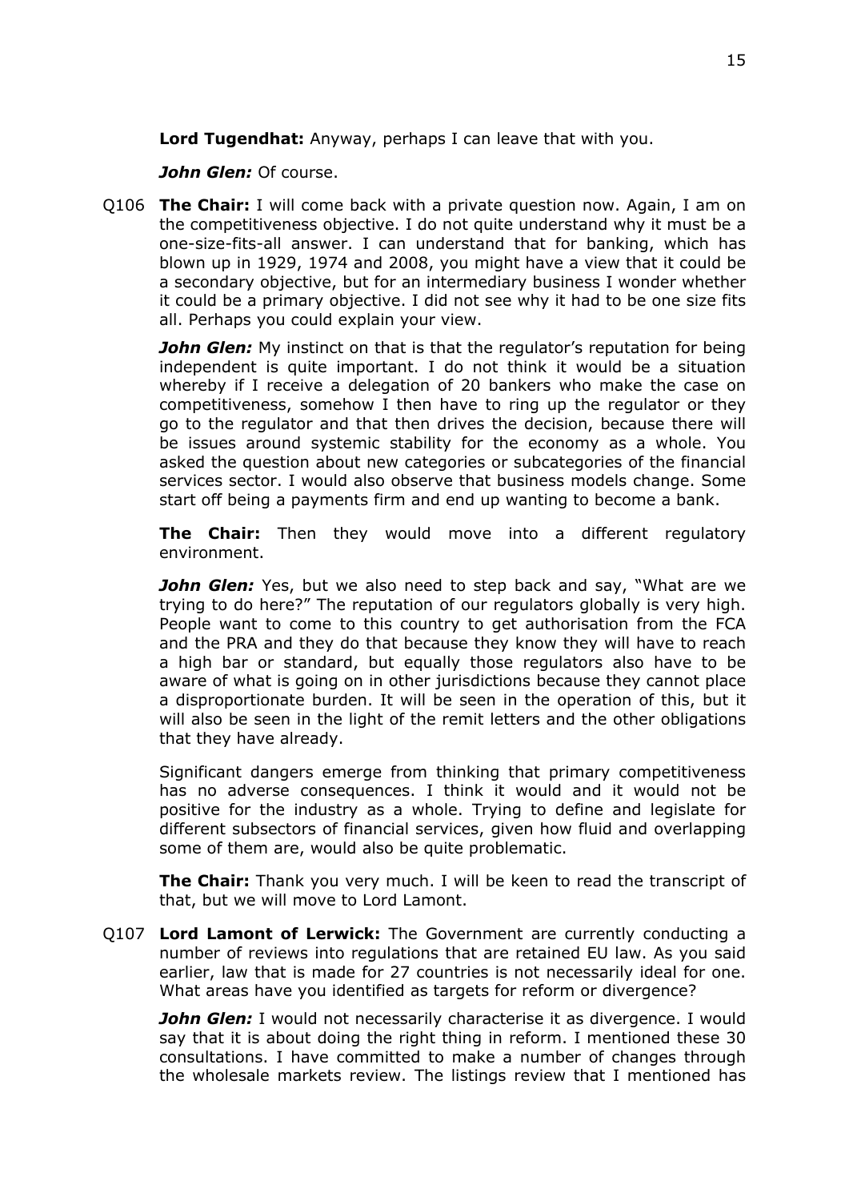**Lord Tugendhat:** Anyway, perhaps I can leave that with you.

***John Glen:*** Of course.

Q106 **The Chair:** I will come back with a private question now. Again, I am on the competitiveness objective. I do not quite understand why it must be a one-size-fits-all answer. I can understand that for banking, which has blown up in 1929, 1974 and 2008, you might have a view that it could be a secondary objective, but for an intermediary business I wonder whether it could be a primary objective. I did not see why it had to be one size fits all. Perhaps you could explain your view.

***John Glen:*** My instinct on that is that the regulator's reputation for being independent is quite important. I do not think it would be a situation whereby if I receive a delegation of 20 bankers who make the case on competitiveness, somehow I then have to ring up the regulator or they go to the regulator and that then drives the decision, because there will be issues around systemic stability for the economy as a whole. You asked the question about new categories or subcategories of the financial services sector. I would also observe that business models change. Some start off being a payments firm and end up wanting to become a bank.

**The Chair:** Then they would move into a different regulatory environment.

***John Glen:*** Yes, but we also need to step back and say, "What are we trying to do here?" The reputation of our regulators globally is very high. People want to come to this country to get authorisation from the FCA and the PRA and they do that because they know they will have to reach a high bar or standard, but equally those regulators also have to be aware of what is going on in other jurisdictions because they cannot place a disproportionate burden. It will be seen in the operation of this, but it will also be seen in the light of the remit letters and the other obligations that they have already.

Significant dangers emerge from thinking that primary competitiveness has no adverse consequences. I think it would and it would not be positive for the industry as a whole. Trying to define and legislate for different subsectors of financial services, given how fluid and overlapping some of them are, would also be quite problematic.

**The Chair:** Thank you very much. I will be keen to read the transcript of that, but we will move to Lord Lamont.

Q107 **Lord Lamont of Lerwick:** The Government are currently conducting a number of reviews into regulations that are retained EU law. As you said earlier, law that is made for 27 countries is not necessarily ideal for one. What areas have you identified as targets for reform or divergence?

***John Glen:*** I would not necessarily characterise it as divergence. I would say that it is about doing the right thing in reform. I mentioned these 30 consultations. I have committed to make a number of changes through the wholesale markets review. The listings review that I mentioned has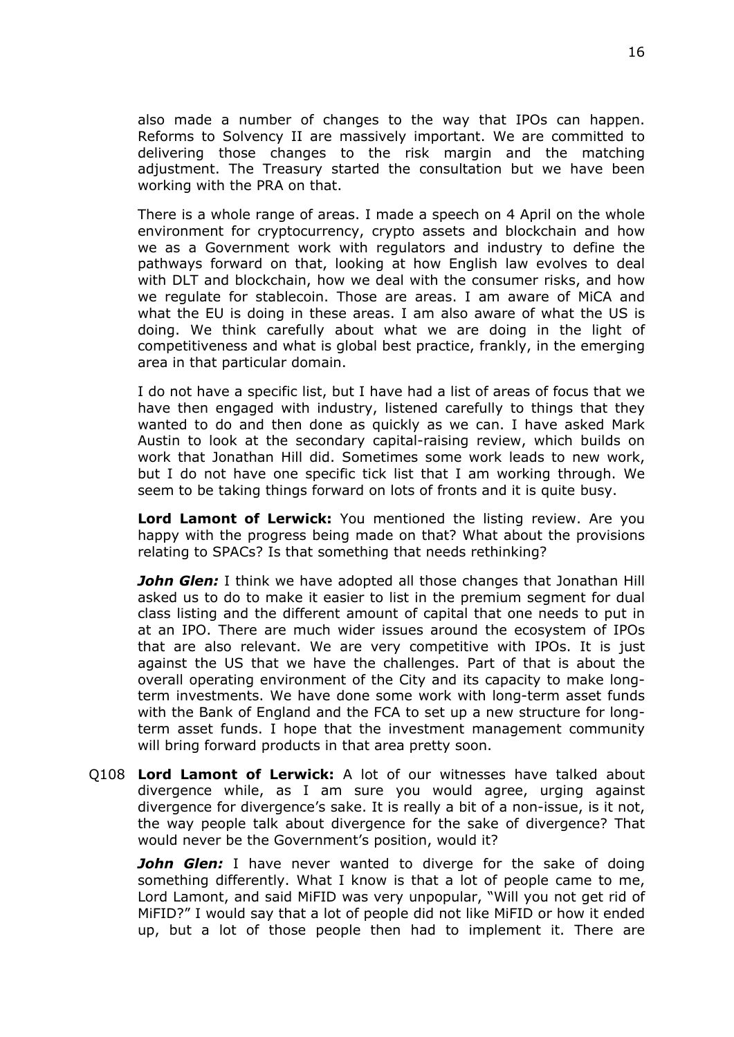also made a number of changes to the way that IPOs can happen. Reforms to Solvency II are massively important. We are committed to delivering those changes to the risk margin and the matching adjustment. The Treasury started the consultation but we have been working with the PRA on that.

There is a whole range of areas. I made a speech on 4 April on the whole environment for cryptocurrency, crypto assets and blockchain and how we as a Government work with regulators and industry to define the pathways forward on that, looking at how English law evolves to deal with DLT and blockchain, how we deal with the consumer risks, and how we regulate for stablecoin. Those are areas. I am aware of MiCA and what the EU is doing in these areas. I am also aware of what the US is doing. We think carefully about what we are doing in the light of competitiveness and what is global best practice, frankly, in the emerging area in that particular domain.

I do not have a specific list, but I have had a list of areas of focus that we have then engaged with industry, listened carefully to things that they wanted to do and then done as quickly as we can. I have asked Mark Austin to look at the secondary capital-raising review, which builds on work that Jonathan Hill did. Sometimes some work leads to new work, but I do not have one specific tick list that I am working through. We seem to be taking things forward on lots of fronts and it is quite busy.

**Lord Lamont of Lerwick:** You mentioned the listing review. Are you happy with the progress being made on that? What about the provisions relating to SPACs? Is that something that needs rethinking?

***John Glen:*** I think we have adopted all those changes that Jonathan Hill asked us to do to make it easier to list in the premium segment for dual class listing and the different amount of capital that one needs to put in at an IPO. There are much wider issues around the ecosystem of IPOs that are also relevant. We are very competitive with IPOs. It is just against the US that we have the challenges. Part of that is about the overall operating environment of the City and its capacity to make long-term investments. We have done some work with long-term asset funds with the Bank of England and the FCA to set up a new structure for long-term asset funds. I hope that the investment management community will bring forward products in that area pretty soon.

Q108 **Lord Lamont of Lerwick:** A lot of our witnesses have talked about divergence while, as I am sure you would agree, urging against divergence for divergence's sake. It is really a bit of a non-issue, is it not, the way people talk about divergence for the sake of divergence? That would never be the Government's position, would it?

***John Glen:*** I have never wanted to diverge for the sake of doing something differently. What I know is that a lot of people came to me, Lord Lamont, and said MiFID was very unpopular, "Will you not get rid of MiFID?" I would say that a lot of people did not like MiFID or how it ended up, but a lot of those people then had to implement it. There are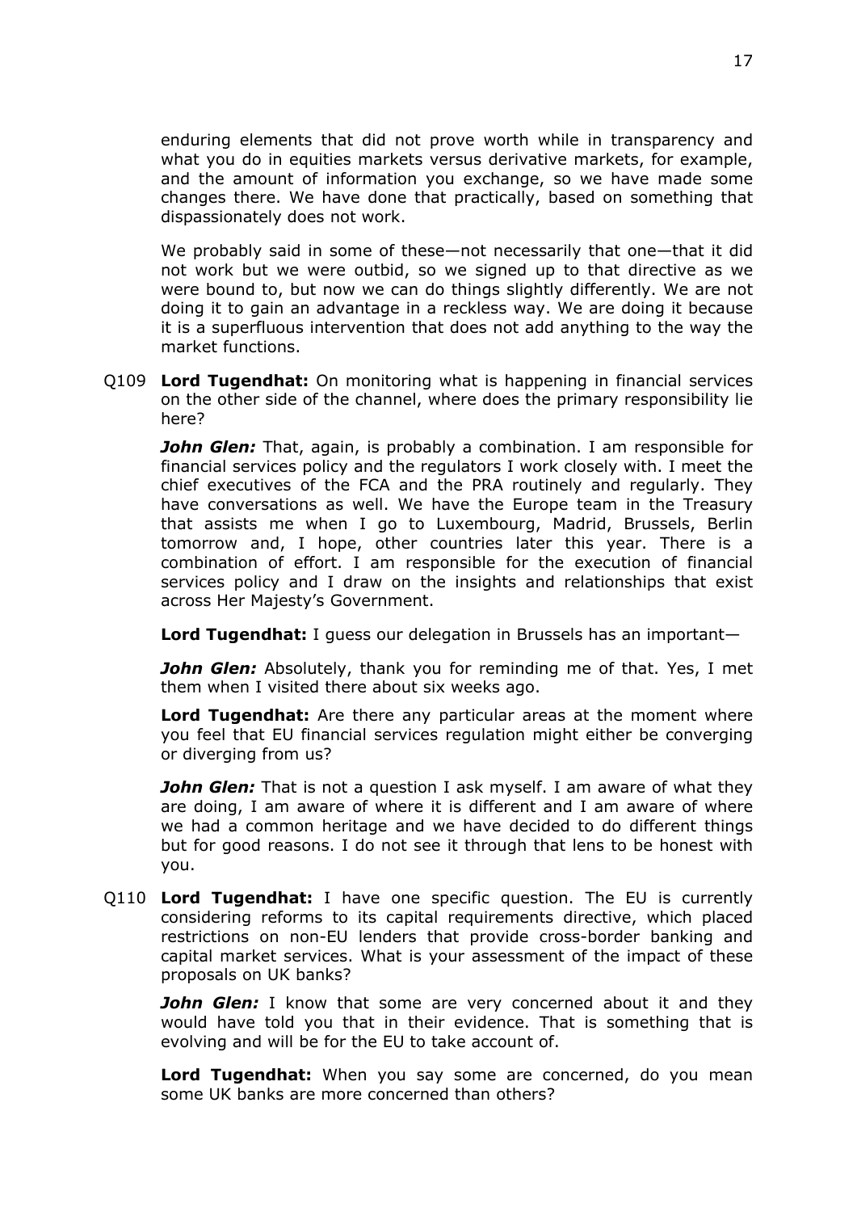enduring elements that did not prove worth while in transparency and what you do in equities markets versus derivative markets, for example, and the amount of information you exchange, so we have made some changes there. We have done that practically, based on something that dispassionately does not work.

We probably said in some of these—not necessarily that one—that it did not work but we were outbid, so we signed up to that directive as we were bound to, but now we can do things slightly differently. We are not doing it to gain an advantage in a reckless way. We are doing it because it is a superfluous intervention that does not add anything to the way the market functions.

Q109 **Lord Tugendhat:** On monitoring what is happening in financial services on the other side of the channel, where does the primary responsibility lie here?

***John Glen:*** That, again, is probably a combination. I am responsible for financial services policy and the regulators I work closely with. I meet the chief executives of the FCA and the PRA routinely and regularly. They have conversations as well. We have the Europe team in the Treasury that assists me when I go to Luxembourg, Madrid, Brussels, Berlin tomorrow and, I hope, other countries later this year. There is a combination of effort. I am responsible for the execution of financial services policy and I draw on the insights and relationships that exist across Her Majesty's Government.

**Lord Tugendhat:** I guess our delegation in Brussels has an important—

***John Glen:*** Absolutely, thank you for reminding me of that. Yes, I met them when I visited there about six weeks ago.

**Lord Tugendhat:** Are there any particular areas at the moment where you feel that EU financial services regulation might either be converging or diverging from us?

***John Glen:*** That is not a question I ask myself. I am aware of what they are doing, I am aware of where it is different and I am aware of where we had a common heritage and we have decided to do different things but for good reasons. I do not see it through that lens to be honest with you.

Q110 **Lord Tugendhat:** I have one specific question. The EU is currently considering reforms to its capital requirements directive, which placed restrictions on non-EU lenders that provide cross-border banking and capital market services. What is your assessment of the impact of these proposals on UK banks?

***John Glen:*** I know that some are very concerned about it and they would have told you that in their evidence. That is something that is evolving and will be for the EU to take account of.

**Lord Tugendhat:** When you say some are concerned, do you mean some UK banks are more concerned than others?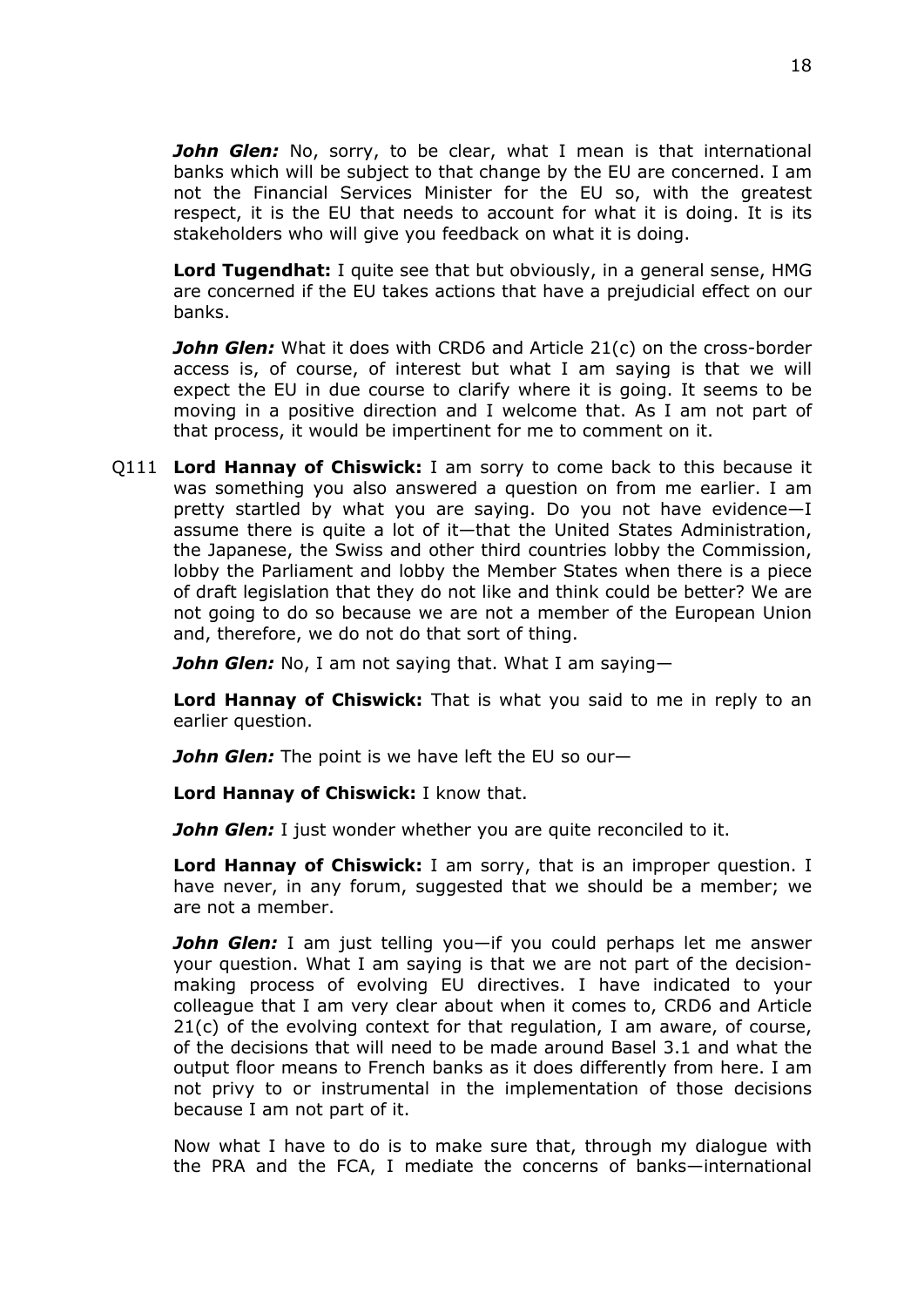***John Glen:*** No, sorry, to be clear, what I mean is that international banks which will be subject to that change by the EU are concerned. I am not the Financial Services Minister for the EU so, with the greatest respect, it is the EU that needs to account for what it is doing. It is its stakeholders who will give you feedback on what it is doing.

**Lord Tugendhat:** I quite see that but obviously, in a general sense, HMG are concerned if the EU takes actions that have a prejudicial effect on our banks.

***John Glen:*** What it does with CRD6 and Article 21(c) on the cross-border access is, of course, of interest but what I am saying is that we will expect the EU in due course to clarify where it is going. It seems to be moving in a positive direction and I welcome that. As I am not part of that process, it would be impertinent for me to comment on it.

Q111 **Lord Hannay of Chiswick:** I am sorry to come back to this because it was something you also answered a question on from me earlier. I am pretty startled by what you are saying. Do you not have evidence—I assume there is quite a lot of it—that the United States Administration, the Japanese, the Swiss and other third countries lobby the Commission, lobby the Parliament and lobby the Member States when there is a piece of draft legislation that they do not like and think could be better? We are not going to do so because we are not a member of the European Union and, therefore, we do not do that sort of thing.

***John Glen:*** No, I am not saying that. What I am saying—

**Lord Hannay of Chiswick:** That is what you said to me in reply to an earlier question.

***John Glen:*** The point is we have left the EU so our—

**Lord Hannay of Chiswick:** I know that.

***John Glen:*** I just wonder whether you are quite reconciled to it.

**Lord Hannay of Chiswick:** I am sorry, that is an improper question. I have never, in any forum, suggested that we should be a member; we are not a member.

***John Glen:*** I am just telling you—if you could perhaps let me answer your question. What I am saying is that we are not part of the decision-making process of evolving EU directives. I have indicated to your colleague that I am very clear about when it comes to, CRD6 and Article 21(c) of the evolving context for that regulation, I am aware, of course, of the decisions that will need to be made around Basel 3.1 and what the output floor means to French banks as it does differently from here. I am not privy to or instrumental in the implementation of those decisions because I am not part of it.

Now what I have to do is to make sure that, through my dialogue with the PRA and the FCA, I mediate the concerns of banks—international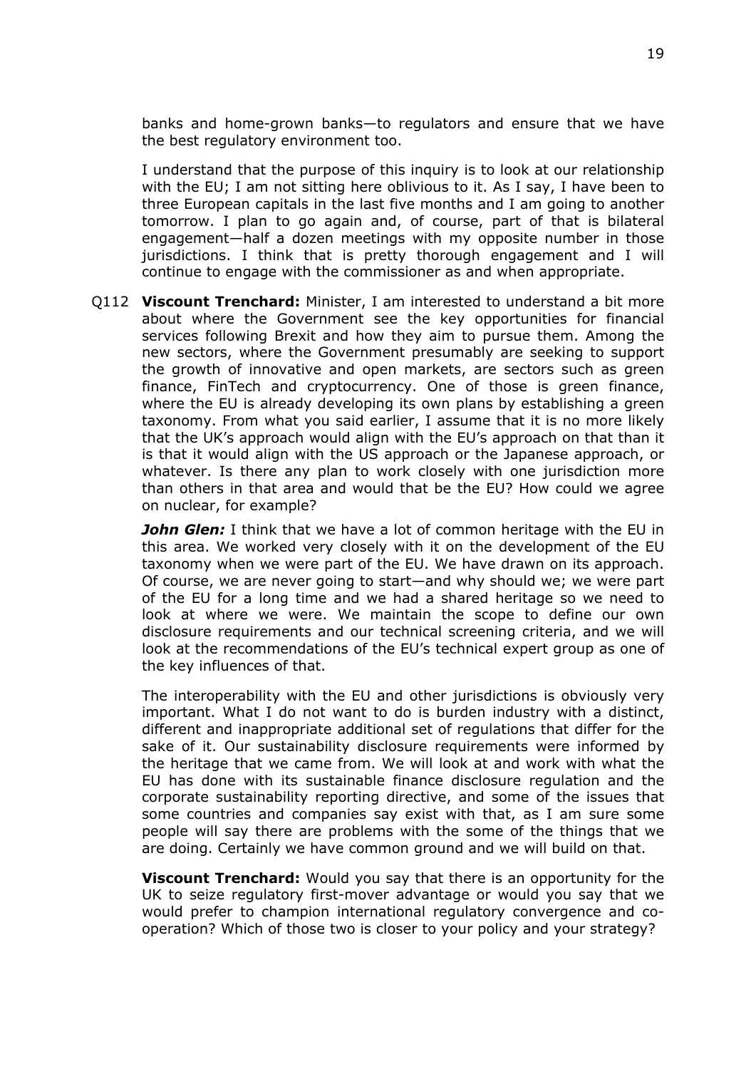banks and home-grown banks—to regulators and ensure that we have the best regulatory environment too.

I understand that the purpose of this inquiry is to look at our relationship with the EU; I am not sitting here oblivious to it. As I say, I have been to three European capitals in the last five months and I am going to another tomorrow. I plan to go again and, of course, part of that is bilateral engagement—half a dozen meetings with my opposite number in those jurisdictions. I think that is pretty thorough engagement and I will continue to engage with the commissioner as and when appropriate.

Q112 **Viscount Trenchard:** Minister, I am interested to understand a bit more about where the Government see the key opportunities for financial services following Brexit and how they aim to pursue them. Among the new sectors, where the Government presumably are seeking to support the growth of innovative and open markets, are sectors such as green finance, FinTech and cryptocurrency. One of those is green finance, where the EU is already developing its own plans by establishing a green taxonomy. From what you said earlier, I assume that it is no more likely that the UK's approach would align with the EU's approach on that than it is that it would align with the US approach or the Japanese approach, or whatever. Is there any plan to work closely with one jurisdiction more than others in that area and would that be the EU? How could we agree on nuclear, for example?

***John Glen:*** I think that we have a lot of common heritage with the EU in this area. We worked very closely with it on the development of the EU taxonomy when we were part of the EU. We have drawn on its approach. Of course, we are never going to start—and why should we; we were part of the EU for a long time and we had a shared heritage so we need to look at where we were. We maintain the scope to define our own disclosure requirements and our technical screening criteria, and we will look at the recommendations of the EU's technical expert group as one of the key influences of that.

The interoperability with the EU and other jurisdictions is obviously very important. What I do not want to do is burden industry with a distinct, different and inappropriate additional set of regulations that differ for the sake of it. Our sustainability disclosure requirements were informed by the heritage that we came from. We will look at and work with what the EU has done with its sustainable finance disclosure regulation and the corporate sustainability reporting directive, and some of the issues that some countries and companies say exist with that, as I am sure some people will say there are problems with the some of the things that we are doing. Certainly we have common ground and we will build on that.

**Viscount Trenchard:** Would you say that there is an opportunity for the UK to seize regulatory first-mover advantage or would you say that we would prefer to champion international regulatory convergence and co-operation? Which of those two is closer to your policy and your strategy?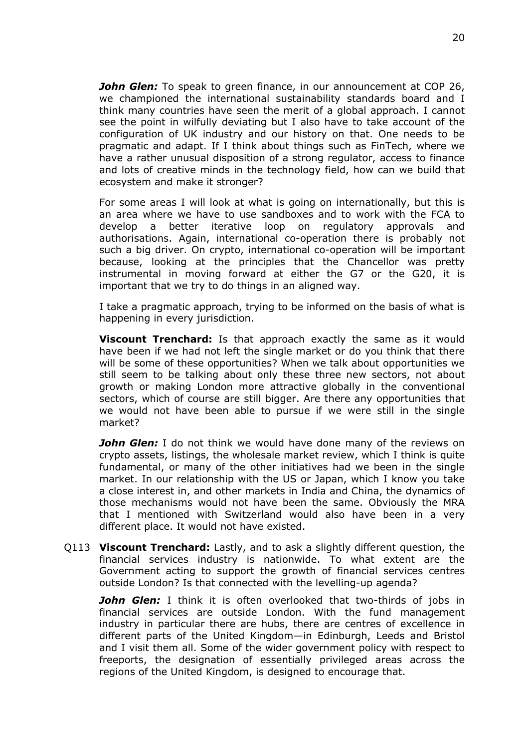***John Glen:*** To speak to green finance, in our announcement at COP 26, we championed the international sustainability standards board and I think many countries have seen the merit of a global approach. I cannot see the point in wilfully deviating but I also have to take account of the configuration of UK industry and our history on that. One needs to be pragmatic and adapt. If I think about things such as FinTech, where we have a rather unusual disposition of a strong regulator, access to finance and lots of creative minds in the technology field, how can we build that ecosystem and make it stronger?

For some areas I will look at what is going on internationally, but this is an area where we have to use sandboxes and to work with the FCA to develop a better iterative loop on regulatory approvals and authorisations. Again, international co-operation there is probably not such a big driver. On crypto, international co-operation will be important because, looking at the principles that the Chancellor was pretty instrumental in moving forward at either the G7 or the G20, it is important that we try to do things in an aligned way.

I take a pragmatic approach, trying to be informed on the basis of what is happening in every jurisdiction.

**Viscount Trenchard:** Is that approach exactly the same as it would have been if we had not left the single market or do you think that there will be some of these opportunities? When we talk about opportunities we still seem to be talking about only these three new sectors, not about growth or making London more attractive globally in the conventional sectors, which of course are still bigger. Are there any opportunities that we would not have been able to pursue if we were still in the single market?

***John Glen:*** I do not think we would have done many of the reviews on crypto assets, listings, the wholesale market review, which I think is quite fundamental, or many of the other initiatives had we been in the single market. In our relationship with the US or Japan, which I know you take a close interest in, and other markets in India and China, the dynamics of those mechanisms would not have been the same. Obviously the MRA that I mentioned with Switzerland would also have been in a very different place. It would not have existed.

Q113 **Viscount Trenchard:** Lastly, and to ask a slightly different question, the financial services industry is nationwide. To what extent are the Government acting to support the growth of financial services centres outside London? Is that connected with the levelling-up agenda?

***John Glen:*** I think it is often overlooked that two-thirds of jobs in financial services are outside London. With the fund management industry in particular there are hubs, there are centres of excellence in different parts of the United Kingdom—in Edinburgh, Leeds and Bristol and I visit them all. Some of the wider government policy with respect to freeports, the designation of essentially privileged areas across the regions of the United Kingdom, is designed to encourage that.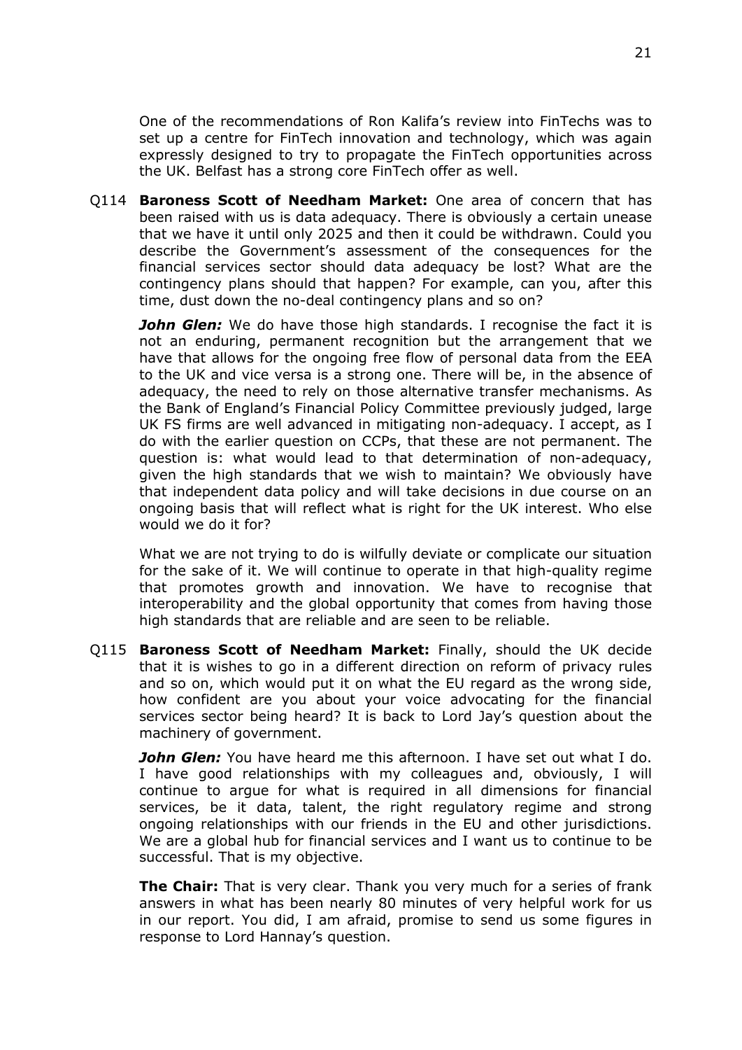One of the recommendations of Ron Kalifa's review into FinTechs was to set up a centre for FinTech innovation and technology, which was again expressly designed to try to propagate the FinTech opportunities across the UK. Belfast has a strong core FinTech offer as well.

Q114 **Baroness Scott of Needham Market:** One area of concern that has been raised with us is data adequacy. There is obviously a certain unease that we have it until only 2025 and then it could be withdrawn. Could you describe the Government's assessment of the consequences for the financial services sector should data adequacy be lost? What are the contingency plans should that happen? For example, can you, after this time, dust down the no-deal contingency plans and so on?

***John Glen:*** We do have those high standards. I recognise the fact it is not an enduring, permanent recognition but the arrangement that we have that allows for the ongoing free flow of personal data from the EEA to the UK and vice versa is a strong one. There will be, in the absence of adequacy, the need to rely on those alternative transfer mechanisms. As the Bank of England's Financial Policy Committee previously judged, large UK FS firms are well advanced in mitigating non-adequacy. I accept, as I do with the earlier question on CCPs, that these are not permanent. The question is: what would lead to that determination of non-adequacy, given the high standards that we wish to maintain? We obviously have that independent data policy and will take decisions in due course on an ongoing basis that will reflect what is right for the UK interest. Who else would we do it for?

What we are not trying to do is wilfully deviate or complicate our situation for the sake of it. We will continue to operate in that high-quality regime that promotes growth and innovation. We have to recognise that interoperability and the global opportunity that comes from having those high standards that are reliable and are seen to be reliable.

Q115 **Baroness Scott of Needham Market:** Finally, should the UK decide that it is wishes to go in a different direction on reform of privacy rules and so on, which would put it on what the EU regard as the wrong side, how confident are you about your voice advocating for the financial services sector being heard? It is back to Lord Jay's question about the machinery of government.

***John Glen:*** You have heard me this afternoon. I have set out what I do. I have good relationships with my colleagues and, obviously, I will continue to argue for what is required in all dimensions for financial services, be it data, talent, the right regulatory regime and strong ongoing relationships with our friends in the EU and other jurisdictions. We are a global hub for financial services and I want us to continue to be successful. That is my objective.

**The Chair:** That is very clear. Thank you very much for a series of frank answers in what has been nearly 80 minutes of very helpful work for us in our report. You did, I am afraid, promise to send us some figures in response to Lord Hannay's question.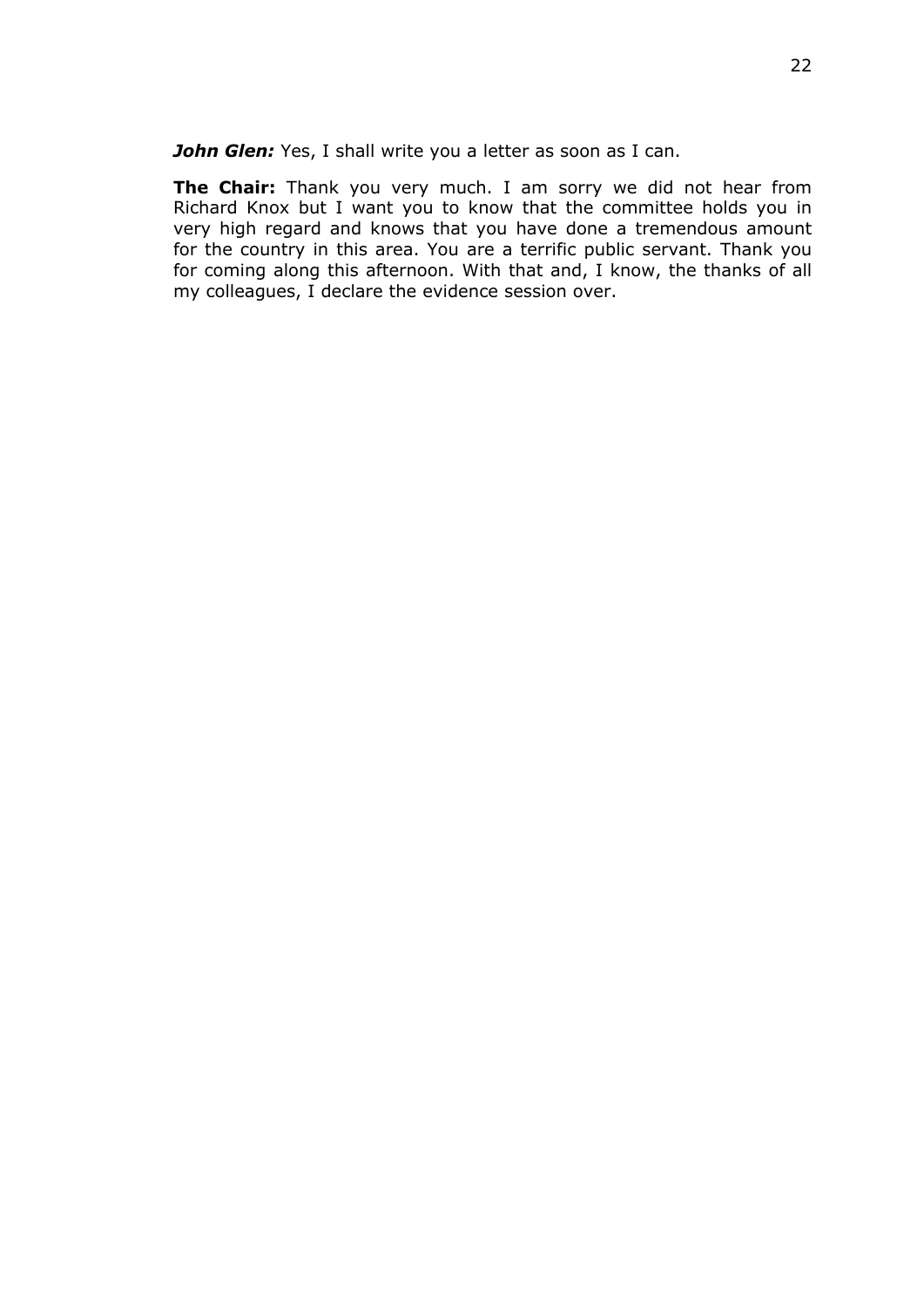***John Glen:*** Yes, I shall write you a letter as soon as I can.

**The Chair:** Thank you very much. I am sorry we did not hear from Richard Knox but I want you to know that the committee holds you in very high regard and knows that you have done a tremendous amount for the country in this area. You are a terrific public servant. Thank you for coming along this afternoon. With that and, I know, the thanks of all my colleagues, I declare the evidence session over.